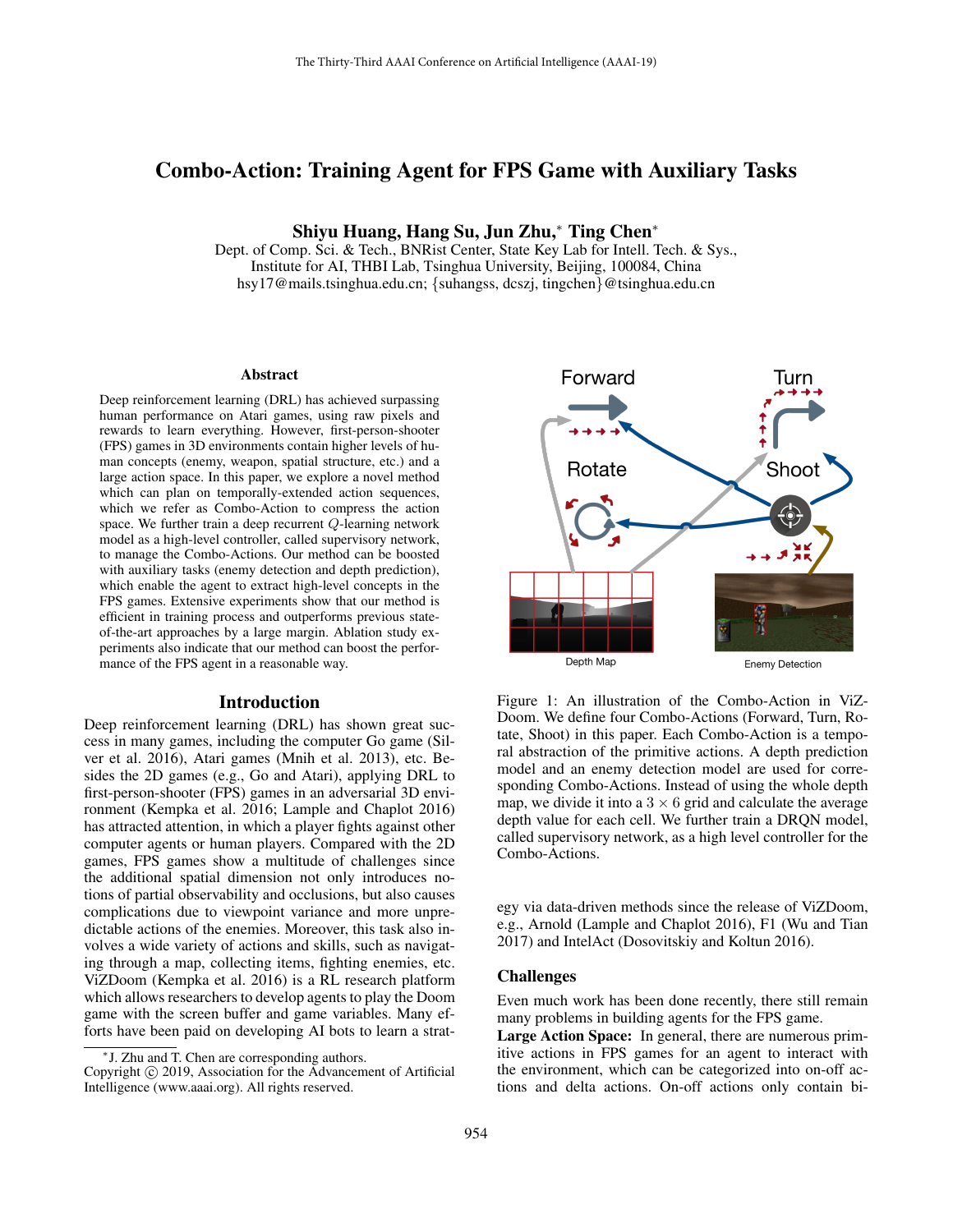# Combo-Action: Training Agent for FPS Game with Auxiliary Tasks

**Shiyu Huang, Hang Su, Jun Zhu,\* Ting Chen\***

Dept. of Comp. Sci. & Tech., BNRist Center, State Key Lab for Intell. Tech. & Sys.,
Institute for AI, THBI Lab, Tsinghua University, Beijing, 100084, China
hsy17@mails.tsinghua.edu.cn; {suhangss, dcszj, tingchen}@tsinghua.edu.cn

## Abstract

Deep reinforcement learning (DRL) has achieved surpassing human performance on Atari games, using raw pixels and rewards to learn everything. However, first-person-shooter (FPS) games in 3D environments contain higher levels of human concepts (enemy, weapon, spatial structure, etc.) and a large action space. In this paper, we explore a novel method which can plan on temporally-extended action sequences, which we refer as Combo-Action to compress the action space. We further train a deep recurrent $Q$-learning network model as a high-level controller, called supervisory network, to manage the Combo-Actions. Our method can be boosted with auxiliary tasks (enemy detection and depth prediction), which enable the agent to extract high-level concepts in the FPS games. Extensive experiments show that our method is efficient in training process and outperforms previous state-of-the-art approaches by a large margin. Ablation study experiments also indicate that our method can boost the performance of the FPS agent in a reasonable way.

Figure 1: An illustration of the Combo-Action in ViZDoom. We define four Combo-Actions (Forward, Turn, Rotate, Shoot) in this paper. Each Combo-Action is a temporal abstraction of the primitive actions. A depth prediction model and an enemy detection model are used for corresponding Combo-Actions. Instead of using the whole depth map, we divide it into a $3 \times 6$ grid and calculate the average depth value for each cell. We further train a DRQN model, called supervisory network, as a high level controller for the Combo-Actions.

## Introduction

Deep reinforcement learning (DRL) has shown great success in many games, including the computer Go game (Silver et al. 2016), Atari games (Mnih et al. 2013), etc. Besides the 2D games (e.g., Go and Atari), applying DRL to first-person-shooter (FPS) games in an adversarial 3D environment (Kempka et al. 2016; Lample and Chaplot 2016) has attracted attention, in which a player fights against other computer agents or human players. Compared with the 2D games, FPS games show a multitude of challenges since the additional spatial dimension not only introduces notions of partial observability and occlusions, but also causes complications due to viewpoint variance and more unpredictable actions of the enemies. Moreover, this task also involves a wide variety of actions and skills, such as navigating through a map, collecting items, fighting enemies, etc. ViZDoom (Kempka et al. 2016) is a RL research platform which allows researchers to develop agents to play the Doom game with the screen buffer and game variables. Many efforts have been paid on developing AI bots to learn a strategy via data-driven methods since the release of ViZDoom, e.g., Arnold (Lample and Chaplot 2016), F1 (Wu and Tian 2017) and IntelAct (Dosovitskiy and Koltun 2016).

### Challenges

Even much work has been done recently, there still remain many problems in building agents for the FPS game.

**Large Action Space:** In general, there are numerous primitive actions in FPS games for an agent to interact with the environment, which can be categorized into on-off actions and delta actions. On-off actions only contain bi-

\*J. Zhu and T. Chen are corresponding authors.
Copyright © 2019, Association for the Advancement of Artificial Intelligence (www.aaai.org). All rights reserved.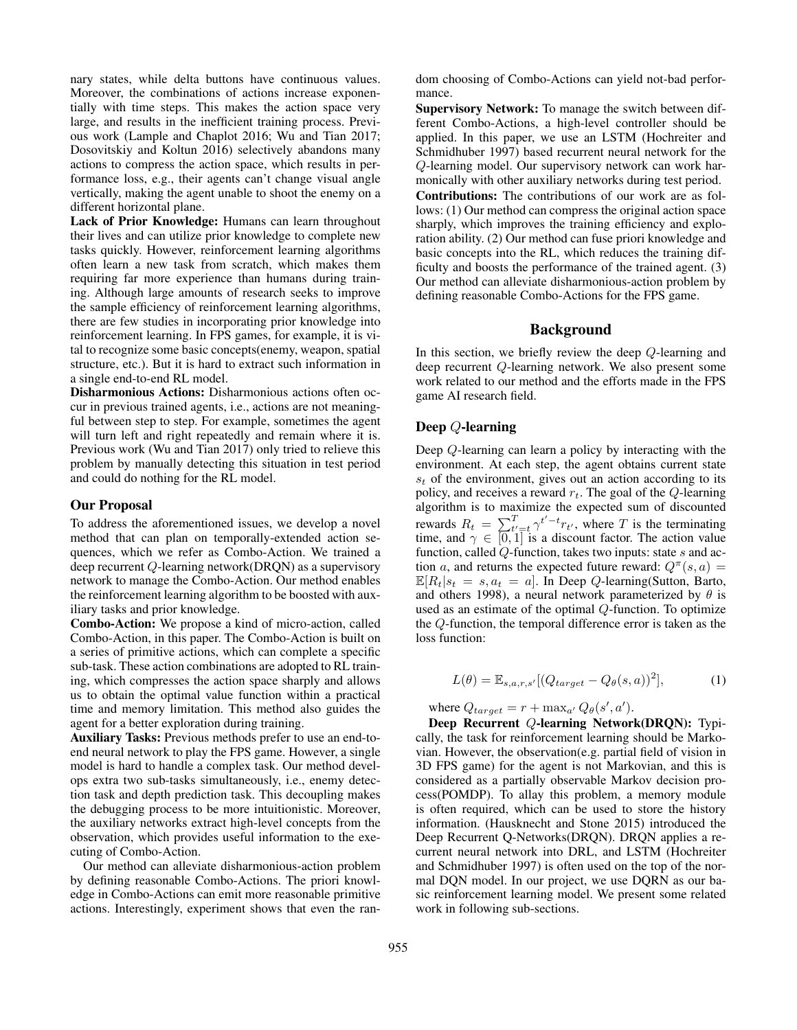nary states, while delta buttons have continuous values. Moreover, the combinations of actions increase exponentially with time steps. This makes the action space very large, and results in the inefficient training process. Previous work (Lample and Chaplot 2016; Wu and Tian 2017; Dosovitskiy and Koltun 2016) selectively abandons many actions to compress the action space, which results in performance loss, e.g., their agents can't change visual angle vertically, making the agent unable to shoot the enemy on a different horizontal plane.

**Lack of Prior Knowledge:** Humans can learn throughout their lives and can utilize prior knowledge to complete new tasks quickly. However, reinforcement learning algorithms often learn a new task from scratch, which makes them requiring far more experience than humans during training. Although large amounts of research seeks to improve the sample efficiency of reinforcement learning algorithms, there are few studies in incorporating prior knowledge into reinforcement learning. In FPS games, for example, it is vital to recognize some basic concepts(enemy, weapon, spatial structure, etc.). But it is hard to extract such information in a single end-to-end RL model.

**Disharmonious Actions:** Disharmonious actions often occur in previous trained agents, i.e., actions are not meaningful between step to step. For example, sometimes the agent will turn left and right repeatedly and remain where it is. Previous work (Wu and Tian 2017) only tried to relieve this problem by manually detecting this situation in test period and could do nothing for the RL model.

### Our Proposal

To address the aforementioned issues, we develop a novel method that can plan on temporally-extended action sequences, which we refer as Combo-Action. We trained a deep recurrent $Q$-learning network(DRQN) as a supervisory network to manage the Combo-Action. Our method enables the reinforcement learning algorithm to be boosted with auxiliary tasks and prior knowledge.

**Combo-Action:** We propose a kind of micro-action, called Combo-Action, in this paper. The Combo-Action is built on a series of primitive actions, which can complete a specific sub-task. These action combinations are adopted to RL training, which compresses the action space sharply and allows us to obtain the optimal value function within a practical time and memory limitation. This method also guides the agent for a better exploration during training.

**Auxiliary Tasks:** Previous methods prefer to use an end-to-end neural network to play the FPS game. However, a single model is hard to handle a complex task. Our method develops extra two sub-tasks simultaneously, i.e., enemy detection task and depth prediction task. This decoupling makes the debugging process to be more intuitionistic. Moreover, the auxiliary networks extract high-level concepts from the observation, which provides useful information to the executing of Combo-Action.

Our method can alleviate disharmonious-action problem by defining reasonable Combo-Actions. The priori knowledge in Combo-Actions can emit more reasonable primitive actions. Interestingly, experiment shows that even the random choosing of Combo-Actions can yield not-bad performance.

**Supervisory Network:** To manage the switch between different Combo-Actions, a high-level controller should be applied. In this paper, we use an LSTM (Hochreiter and Schmidhuber 1997) based recurrent neural network for the $Q$-learning model. Our supervisory network can work harmonically with other auxiliary networks during test period.

**Contributions:** The contributions of our work are as follows: (1) Our method can compress the original action space sharply, which improves the training efficiency and exploration ability. (2) Our method can fuse priori knowledge and basic concepts into the RL, which reduces the training difficulty and boosts the performance of the trained agent. (3) Our method can alleviate disharmonious-action problem by defining reasonable Combo-Actions for the FPS game.

## Background

In this section, we briefly review the deep $Q$-learning and deep recurrent $Q$-learning network. We also present some work related to our method and the efforts made in the FPS game AI research field.

### Deep $Q$-learning

Deep $Q$-learning can learn a policy by interacting with the environment. At each step, the agent obtains current state $s_t$ of the environment, gives out an action according to its policy, and receives a reward $r_t$. The goal of the $Q$-learning algorithm is to maximize the expected sum of discounted rewards $R_t = \sum_{t'=t}^{T} \gamma^{t'-t} r_{t'}$, where $T$ is the terminating time, and $\gamma \in [0,1]$ is a discount factor. The action value function, called $Q$-function, takes two inputs: state $s$ and action $a$, and returns the expected future reward: $Q^{\pi}(s,a) = \mathbb{E}[R_t | s_t = s, a_t = a]$. In Deep $Q$-learning(Sutton, Barto, and others 1998), a neural network parameterized by $\theta$ is used as an estimate of the optimal $Q$-function. To optimize the $Q$-function, the temporal difference error is taken as the loss function:

$$L(\theta) = \mathbb{E}_{s,a,r,s'}[(Q_{target} - Q_{\theta}(s,a))^2], \tag{1}$$

where $Q_{target} = r + \max_{a'} Q_{\theta}(s', a')$.

**Deep Recurrent $Q$-learning Network(DRQN):** Typically, the task for reinforcement learning should be Markovian. However, the observation(e.g. partial field of vision in 3D FPS game) for the agent is not Markovian, and this is considered as a partially observable Markov decision process(POMDP). To allay this problem, a memory module is often required, which can be used to store the history information. (Hausknecht and Stone 2015) introduced the Deep Recurrent Q-Networks(DRQN). DRQN applies a recurrent neural network into DRL, and LSTM (Hochreiter and Schmidhuber 1997) is often used on the top of the normal DQN model. In our project, we use DQRN as our basic reinforcement learning model. We present some related work in following sub-sections.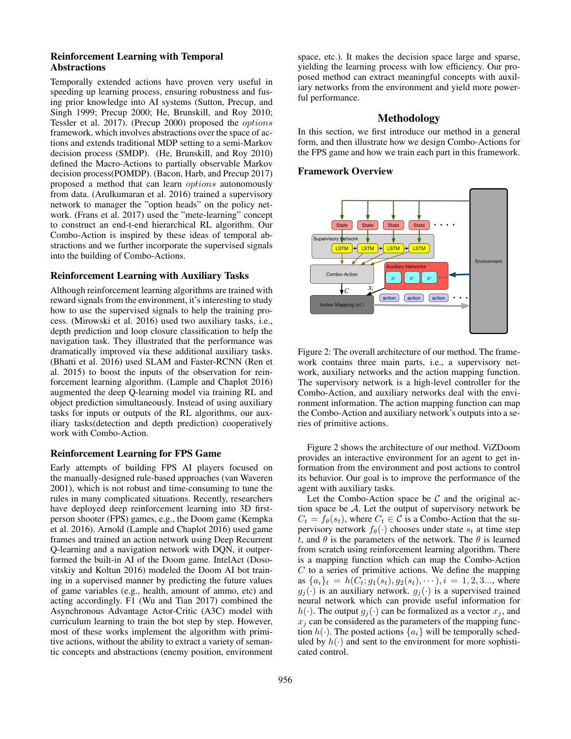### Reinforcement Learning with Temporal Abstractions

Temporally extended actions have proven very useful in speeding up learning process, ensuring robustness and fusing prior knowledge into AI systems (Sutton, Precup, and Singh 1999; Precup 2000; He, Brunskill, and Roy 2010; Tessler et al. 2017). (Precup 2000) proposed the *options* framework, which involves abstractions over the space of actions and extends traditional MDP setting to a semi-Markov decision process (SMDP). (He, Brunskill, and Roy 2010) defined the Macro-Actions to partially observable Markov decision process(POMDP). (Bacon, Harb, and Precup 2017) proposed a method that can learn *options* autonomously from data. (Arulkumaran et al. 2016) trained a supervisory network to manager the "option heads" on the policy network. (Frans et al. 2017) used the "mete-learning" concept to construct an end-t-end hierarchical RL algorithm. Our Combo-Action is inspired by these ideas of temporal abstractions and we further incorporate the supervised signals into the building of Combo-Actions.

### Reinforcement Learning with Auxiliary Tasks

Although reinforcement learning algorithms are trained with reward signals from the environment, it's interesting to study how to use the supervised signals to help the training process. (Mirowski et al. 2016) used two auxiliary tasks, i.e., depth prediction and loop closure classification to help the navigation task. They illustrated that the performance was dramatically improved via these additional auxiliary tasks. (Bhatti et al. 2016) used SLAM and Faster-RCNN (Ren et al. 2015) to boost the inputs of the observation for reinforcement learning algorithm. (Lample and Chaplot 2016) augmented the deep Q-learning model via training RL and object prediction simultaneously. Instead of using auxiliary tasks for inputs or outputs of the RL algorithms, our auxiliary tasks(detection and depth prediction) cooperatively work with Combo-Action.

### Reinforcement Learning for FPS Game

Early attempts of building FPS AI players focused on the manually-designed rule-based approaches (van Waveren 2001), which is not robust and time-consuming to tune the rules in many complicated situations. Recently, researchers have deployed deep reinforcement learning into 3D first-person shooter (FPS) games, e.g., the Doom game (Kempka et al. 2016). Arnold (Lample and Chaplot 2016) used game frames and trained an action network using Deep Recurrent Q-learning and a navigation network with DQN, it outperformed the built-in AI of the Doom game. IntelAct (Dosovitskiy and Koltun 2016) modeled the Doom AI bot training in a supervised manner by predicting the future values of game variables (e.g., health, amount of ammo, etc) and acting accordingly. F1 (Wu and Tian 2017) combined the Asynchronous Advantage Actor-Critic (A3C) model with curriculum learning to train the bot step by step. However, most of these works implement the algorithm with primitive actions, without the ability to extract a variety of semantic concepts and abstractions (enemy position, environment space, etc.). It makes the decision space large and sparse, yielding the learning process with low efficiency. Our proposed method can extract meaningful concepts with auxiliary networks from the environment and yield more powerful performance.

## Methodology

In this section, we first introduce our method in a general form, and then illustrate how we design Combo-Actions for the FPS game and how we train each part in this framework.

### Framework Overview

Figure 2: The overall architecture of our method. The framework contains three main parts, i.e., a supervisory network, auxiliary networks and the action mapping function. The supervisory network is a high-level controller for the Combo-Action, and auxiliary networks deal with the environment information. The action mapping function can map the Combo-Action and auxiliary network's outputs into a series of primitive actions.

Figure 2 shows the architecture of our method. ViZDoom provides an interactive environment for an agent to get information from the environment and post actions to control its behavior. Our goal is to improve the performance of the agent with auxiliary tasks.

Let the Combo-Action space be $\mathcal{C}$ and the original action space be $\mathcal{A}$. Let the output of supervisory network be $C_t = f_\theta(s_t)$, where $C_t \in \mathcal{C}$ is a Combo-Action that the supervisory network $f_\theta(\cdot)$ chooses under state $s_t$ at time step $t$, and $\theta$ is the parameters of the network. The $\theta$ is learned from scratch using reinforcement learning algorithm. There is a mapping function which can map the Combo-Action $C$ to a series of primitive actions. We define the mapping as $\{a_i\}_t = h(C_t; g_1(s_t), g_2(s_t), \cdots), i = 1, 2, 3...$, where $g_j(\cdot)$ is an auxiliary network. $g_j(\cdot)$ is a supervised trained neural network which can provide useful information for $h(\cdot)$. The output $g_j(\cdot)$ can be formalized as a vector $x_j$, and $x_j$ can be considered as the parameters of the mapping function $h(\cdot)$. The posted actions $\{a_i\}$ will be temporally scheduled by $h(\cdot)$ and sent to the environment for more sophisticated control.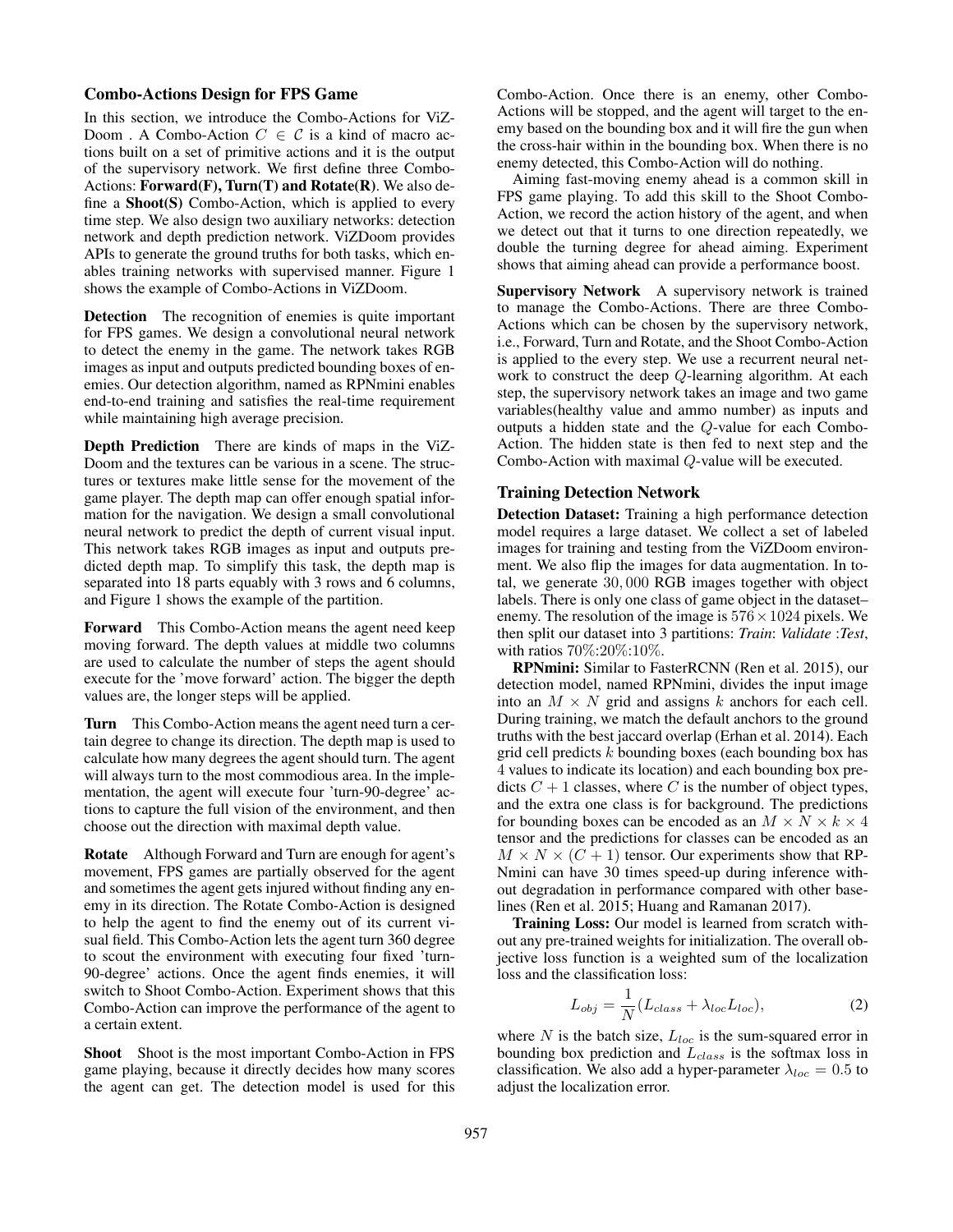## Combo-Actions Design for FPS Game

In this section, we introduce the Combo-Actions for ViZ-Doom . A Combo-Action $C \in \mathcal{C}$ is a kind of macro actions built on a set of primitive actions and it is the output of the supervisory network. We first define three Combo-Actions: **Forward(F), Turn(T) and Rotate(R)**. We also define a **Shoot(S)** Combo-Action, which is applied to every time step. We also design two auxiliary networks: detection network and depth prediction network. ViZDoom provides APIs to generate the ground truths for both tasks, which enables training networks with supervised manner. Figure 1 shows the example of Combo-Actions in ViZDoom.

**Detection** The recognition of enemies is quite important for FPS games. We design a convolutional neural network to detect the enemy in the game. The network takes RGB images as input and outputs predicted bounding boxes of enemies. Our detection algorithm, named as RPNmini enables end-to-end training and satisfies the real-time requirement while maintaining high average precision.

**Depth Prediction** There are kinds of maps in the ViZ-Doom and the textures can be various in a scene. The structures or textures make little sense for the movement of the game player. The depth map can offer enough spatial information for the navigation. We design a small convolutional neural network to predict the depth of current visual input. This network takes RGB images as input and outputs predicted depth map. To simplify this task, the depth map is separated into 18 parts equably with 3 rows and 6 columns, and Figure 1 shows the example of the partition.

**Forward** This Combo-Action means the agent need keep moving forward. The depth values at middle two columns are used to calculate the number of steps the agent should execute for the 'move forward' action. The bigger the depth values are, the longer steps will be applied.

**Turn** This Combo-Action means the agent need turn a certain degree to change its direction. The depth map is used to calculate how many degrees the agent should turn. The agent will always turn to the most commodious area. In the implementation, the agent will execute four 'turn-90-degree' actions to capture the full vision of the environment, and then choose out the direction with maximal depth value.

**Rotate** Although Forward and Turn are enough for agent's movement, FPS games are partially observed for the agent and sometimes the agent gets injured without finding any enemy in its direction. The Rotate Combo-Action is designed to help the agent to find the enemy out of its current visual field. This Combo-Action lets the agent turn 360 degree to scout the environment with executing four fixed 'turn-90-degree' actions. Once the agent finds enemies, it will switch to Shoot Combo-Action. Experiment shows that this Combo-Action can improve the performance of the agent to a certain extent.

**Shoot** Shoot is the most important Combo-Action in FPS game playing, because it directly decides how many scores the agent can get. The detection model is used for this Combo-Action. Once there is an enemy, other Combo-Actions will be stopped, and the agent will target to the enemy based on the bounding box and it will fire the gun when the cross-hair within in the bounding box. When there is no enemy detected, this Combo-Action will do nothing.

Aiming fast-moving enemy ahead is a common skill in FPS game playing. To add this skill to the Shoot Combo-Action, we record the action history of the agent, and when we detect out that it turns to one direction repeatedly, we double the turning degree for ahead aiming. Experiment shows that aiming ahead can provide a performance boost.

**Supervisory Network** A supervisory network is trained to manage the Combo-Actions. There are three Combo-Actions which can be chosen by the supervisory network, i.e., Forward, Turn and Rotate, and the Shoot Combo-Action is applied to the every step. We use a recurrent neural network to construct the deep $Q$-learning algorithm. At each step, the supervisory network takes an image and two game variables(healthy value and ammo number) as inputs and outputs a hidden state and the $Q$-value for each Combo-Action. The hidden state is then fed to next step and the Combo-Action with maximal $Q$-value will be executed.

## Training Detection Network

**Detection Dataset:** Training a high performance detection model requires a large dataset. We collect a set of labeled images for training and testing from the ViZDoom environment. We also flip the images for data augmentation. In total, we generate $30,000$ RGB images together with object labels. There is only one class of game object in the dataset– enemy. The resolution of the image is $576 \times 1024$ pixels. We then split our dataset into 3 partitions: *Train*: *Validate* :*Test*, with ratios $70\%$:$20\%$:$10\%$.

**RPNmini:** Similar to FasterRCNN (Ren et al. 2015), our detection model, named RPNmini, divides the input image into an $M \times N$ grid and assigns $k$ anchors for each cell. During training, we match the default anchors to the ground truths with the best jaccard overlap (Erhan et al. 2014). Each grid cell predicts $k$ bounding boxes (each bounding box has $4$ values to indicate its location) and each bounding box predicts $C + 1$ classes, where $C$ is the number of object types, and the extra one class is for background. The predictions for bounding boxes can be encoded as an $M \times N \times k \times 4$ tensor and the predictions for classes can be encoded as an $M \times N \times (C + 1)$ tensor. Our experiments show that RPNmini can have 30 times speed-up during inference without degradation in performance compared with other baselines (Ren et al. 2015; Huang and Ramanan 2017).

**Training Loss:** Our model is learned from scratch without any pre-trained weights for initialization. The overall objective loss function is a weighted sum of the localization loss and the classification loss:

$$L_{obj} = \frac{1}{N}(L_{class} + \lambda_{loc} L_{loc}), \tag{2}$$

where $N$ is the batch size, $L_{loc}$ is the sum-squared error in bounding box prediction and $L_{class}$ is the softmax loss in classification. We also add a hyper-parameter $\lambda_{loc} = 0.5$ to adjust the localization error.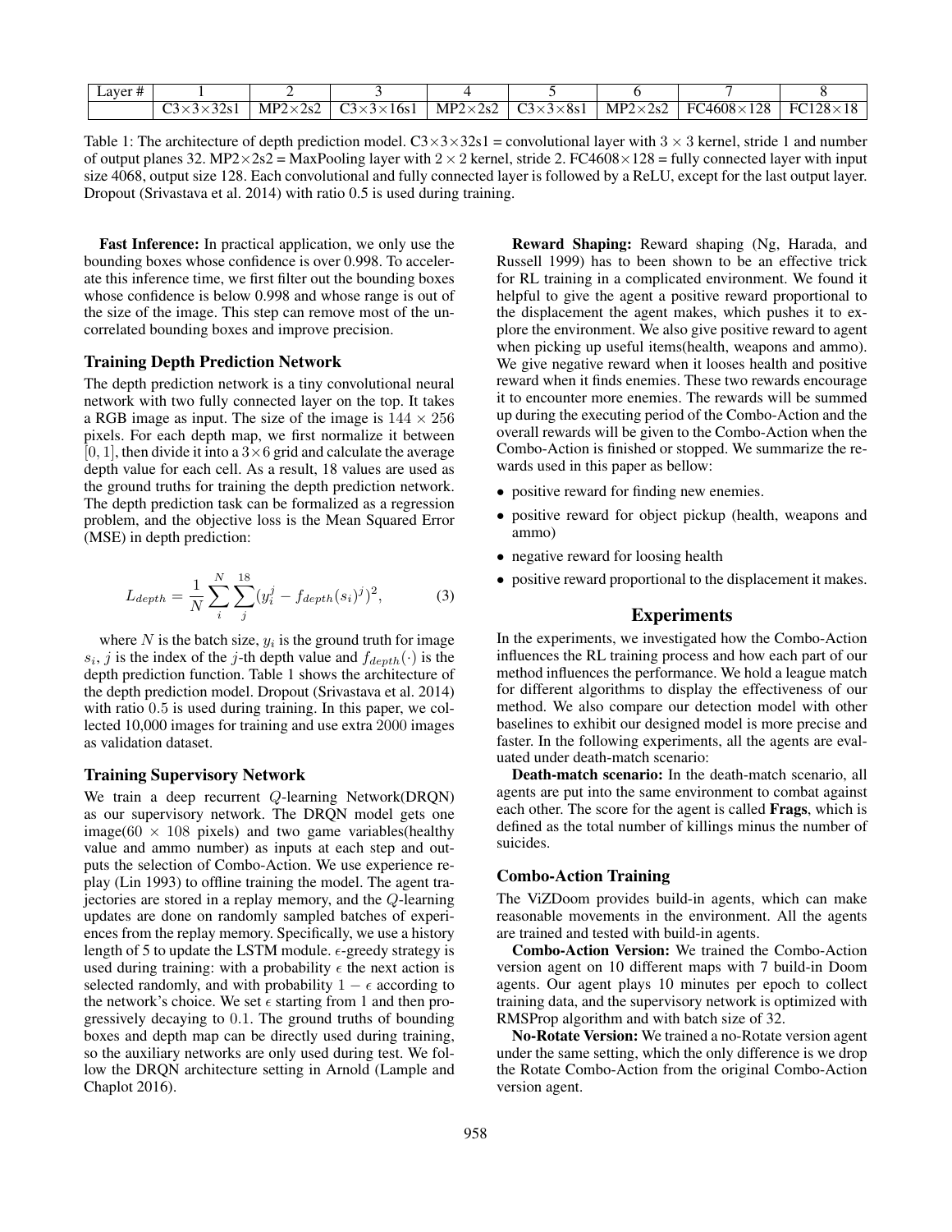| Layer # | 1 | 2 | 3 | 4 | 5 | 6 | 7 | 8 |
|---|---|---|---|---|---|---|---|---|
| | C3×3×32s1 | MP2×2s2 | C3×3×16s1 | MP2×2s2 | C3×3×8s1 | MP2×2s2 | FC4608×128 | FC128×18 |

Table 1: The architecture of depth prediction model. C3×3×32s1 = convolutional layer with $3 \times 3$ kernel, stride 1 and number of output planes 32. MP2×2s2 = MaxPooling layer with $2 \times 2$ kernel, stride 2. FC4608×128 = fully connected layer with input size 4068, output size 128. Each convolutional and fully connected layer is followed by a ReLU, except for the last output layer. Dropout (Srivastava et al. 2014) with ratio 0.5 is used during training.

**Fast Inference:** In practical application, we only use the bounding boxes whose confidence is over 0.998. To accelerate this inference time, we first filter out the bounding boxes whose confidence is below 0.998 and whose range is out of the size of the image. This step can remove most of the uncorrelated bounding boxes and improve precision.

### Training Depth Prediction Network

The depth prediction network is a tiny convolutional neural network with two fully connected layer on the top. It takes a RGB image as input. The size of the image is $144 \times 256$ pixels. For each depth map, we first normalize it between $[0, 1]$, then divide it into a $3 \times 6$ grid and calculate the average depth value for each cell. As a result, 18 values are used as the ground truths for training the depth prediction network. The depth prediction task can be formalized as a regression problem, and the objective loss is the Mean Squared Error (MSE) in depth prediction:

$$L_{depth} = \frac{1}{N} \sum_{i}^{N} \sum_{j}^{18} (y_i^j - f_{depth}(s_i)^j)^2, \tag{3}$$

where $N$ is the batch size, $y_i$ is the ground truth for image $s_i$, $j$ is the index of the $j$-th depth value and $f_{depth}(\cdot)$ is the depth prediction function. Table 1 shows the architecture of the depth prediction model. Dropout (Srivastava et al. 2014) with ratio $0.5$ is used during training. In this paper, we collected 10,000 images for training and use extra $2000$ images as validation dataset.

### Training Supervisory Network

We train a deep recurrent $Q$-learning Network(DRQN) as our supervisory network. The DRQN model gets one image($60 \times 108$ pixels) and two game variables(healthy value and ammo number) as inputs at each step and outputs the selection of Combo-Action. We use experience replay (Lin 1993) to offline training the model. The agent trajectories are stored in a replay memory, and the $Q$-learning updates are done on randomly sampled batches of experiences from the replay memory. Specifically, we use a history length of 5 to update the LSTM module. $\epsilon$-greedy strategy is used during training: with a probability $\epsilon$ the next action is selected randomly, and with probability $1 - \epsilon$ according to the network's choice. We set $\epsilon$ starting from 1 and then progressively decaying to $0.1$. The ground truths of bounding boxes and depth map can be directly used during training, so the auxiliary networks are only used during test. We follow the DRQN architecture setting in Arnold (Lample and Chaplot 2016).

**Reward Shaping:** Reward shaping (Ng, Harada, and Russell 1999) has to been shown to be an effective trick for RL training in a complicated environment. We found it helpful to give the agent a positive reward proportional to the displacement the agent makes, which pushes it to explore the environment. We also give positive reward to agent when picking up useful items(health, weapons and ammo). We give negative reward when it looses health and positive reward when it finds enemies. These two rewards encourage it to encounter more enemies. The rewards will be summed up during the executing period of the Combo-Action and the overall rewards will be given to the Combo-Action when the Combo-Action is finished or stopped. We summarize the rewards used in this paper as bellow:

- positive reward for finding new enemies.
- positive reward for object pickup (health, weapons and ammo)
- negative reward for loosing health
- positive reward proportional to the displacement it makes.

## Experiments

In the experiments, we investigated how the Combo-Action influences the RL training process and how each part of our method influences the performance. We hold a league match for different algorithms to display the effectiveness of our method. We also compare our detection model with other baselines to exhibit our designed model is more precise and faster. In the following experiments, all the agents are evaluated under death-match scenario:

**Death-match scenario:** In the death-match scenario, all agents are put into the same environment to combat against each other. The score for the agent is called **Frags**, which is defined as the total number of killings minus the number of suicides.

### Combo-Action Training

The ViZDoom provides build-in agents, which can make reasonable movements in the environment. All the agents are trained and tested with build-in agents.

**Combo-Action Version:** We trained the Combo-Action version agent on 10 different maps with 7 build-in Doom agents. Our agent plays 10 minutes per epoch to collect training data, and the supervisory network is optimized with RMSProp algorithm and with batch size of 32.

**No-Rotate Version:** We trained a no-Rotate version agent under the same setting, which the only difference is we drop the Rotate Combo-Action from the original Combo-Action version agent.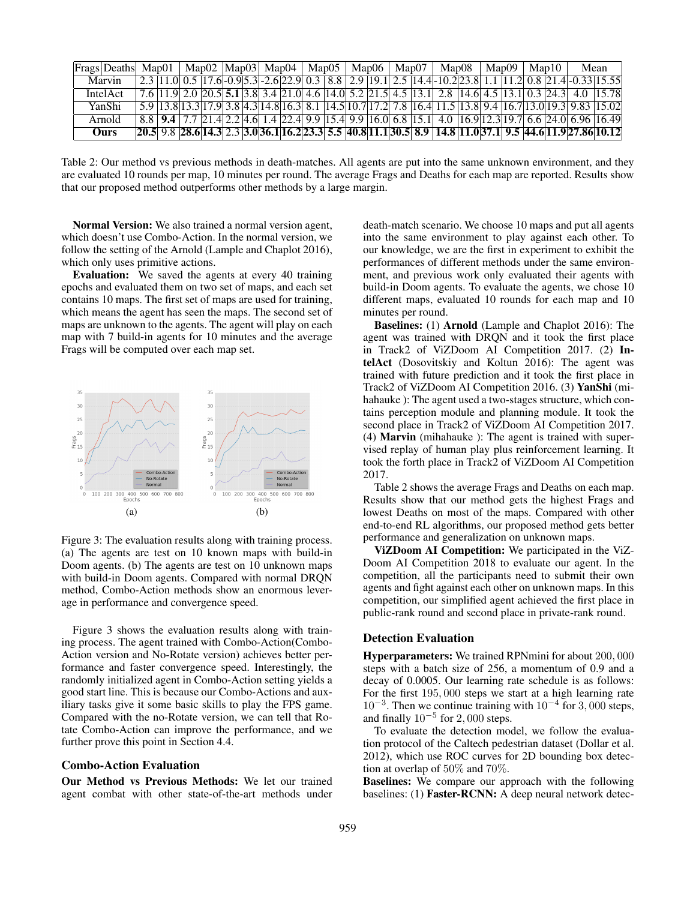| Frags | Deaths | Map01 | | Map02 | | Map03 | | Map04 | | Map05 | | Map06 | | Map07 | | Map08 | | Map09 | | Map10 | | Mean | |
|---|---|---|---|---|---|---|---|---|---|---|---|---|---|---|---|---|---|---|---|---|---|---|---|
| Marvin | | 2.3 | 11.0 | 0.5 | 17.6 | -0.9 | 5.3 | -2.6 | 22.9 | 0.3 | 8.8 | 2.9 | 19.1 | 2.5 | 14.4 | -10.2 | 23.8 | 1.1 | 11.2 | 0.8 | 21.4 | -0.33 | 15.55 |
| IntelAct | | 7.6 | 11.9 | 2.0 | 20.5 | **5.1** | 3.8 | 3.4 | 21.0 | 4.6 | 14.0 | 5.2 | 21.5 | 4.5 | 13.1 | 2.8 | 14.6 | 4.5 | 13.1 | 0.3 | 24.3 | 4.0 | 15.78 |
| YanShi | | 5.9 | 13.8 | 13.3 | 17.9 | 3.8 | 4.3 | 14.8 | 16.3 | 8.1 | 14.5 | 10.7 | 17.2 | 7.8 | 16.4 | 11.5 | 13.8 | 9.4 | 16.7 | 13.0 | 19.3 | 9.83 | 15.02 |
| Arnold | | 8.8 | **9.4** | 7.7 | 21.4 | 2.2 | 4.6 | 1.4 | 22.4 | 9.9 | 15.4 | 9.9 | 16.0 | 6.8 | 15.1 | 4.0 | 16.9 | 12.3 | 19.7 | 6.6 | 24.0 | 6.96 | 16.49 |
| **Ours** | | **20.5** | 9.8 | **28.6** | **14.3** | 2.3 | **3.0** | **36.1** | **16.2** | **23.3** | **5.5** | **40.8** | **11.1** | **30.5** | **8.9** | **14.8** | **11.0** | **37.1** | **9.5** | **44.6** | **11.9** | **27.86** | **10.12** |

Table 2: Our method vs previous methods in death-matches. All agents are put into the same unknown environment, and they are evaluated 10 rounds per map, 10 minutes per round. The average Frags and Deaths for each map are reported. Results show that our proposed method outperforms other methods by a large margin.

**Normal Version:** We also trained a normal version agent, which doesn't use Combo-Action. In the normal version, we follow the setting of the Arnold (Lample and Chaplot 2016), which only uses primitive actions.

**Evaluation:** We saved the agents at every 40 training epochs and evaluated them on two set of maps, and each set contains 10 maps. The first set of maps are used for training, which means the agent has seen the maps. The second set of maps are unknown to the agents. The agent will play on each map with 7 build-in agents for 10 minutes and the average Frags will be computed over each map set.

Figure 3: The evaluation results along with training process. (a) The agents are test on 10 known maps with build-in Doom agents. (b) The agents are test on 10 unknown maps with build-in Doom agents. Compared with normal DRQN method, Combo-Action methods show an enormous leverage in performance and convergence speed.

Figure 3 shows the evaluation results along with training process. The agent trained with Combo-Action(Combo-Action version and No-Rotate version) achieves better performance and faster convergence speed. Interestingly, the randomly initialized agent in Combo-Action setting yields a good start line. This is because our Combo-Actions and auxiliary tasks give it some basic skills to play the FPS game. Compared with the no-Rotate version, we can tell that Rotate Combo-Action can improve the performance, and we further prove this point in Section 4.4.

### Combo-Action Evaluation

**Our Method vs Previous Methods:** We let our trained agent combat with other state-of-the-art methods under death-match scenario. We choose 10 maps and put all agents into the same environment to play against each other. To our knowledge, we are the first in experiment to exhibit the performances of different methods under the same environment, and previous work only evaluated their agents with build-in Doom agents. To evaluate the agents, we chose 10 different maps, evaluated 10 rounds for each map and 10 minutes per round.

**Baselines:** (1) **Arnold** (Lample and Chaplot 2016): The agent was trained with DRQN and it took the first place in Track2 of ViZDoom AI Competition 2017. (2) **IntelAct** (Dosovitskiy and Koltun 2016): The agent was trained with future prediction and it took the first place in Track2 of ViZDoom AI Competition 2016. (3) **YanShi** (mihahauke ): The agent used a two-stages structure, which contains perception module and planning module. It took the second place in Track2 of ViZDoom AI Competition 2017. (4) **Marvin** (mihahauke ): The agent is trained with supervised replay of human play plus reinforcement learning. It took the forth place in Track2 of ViZDoom AI Competition 2017.

Table 2 shows the average Frags and Deaths on each map. Results show that our method gets the highest Frags and lowest Deaths on most of the maps. Compared with other end-to-end RL algorithms, our proposed method gets better performance and generalization on unknown maps.

**ViZDoom AI Competition:** We participated in the ViZDoom AI Competition 2018 to evaluate our agent. In the competition, all the participants need to submit their own agents and fight against each other on unknown maps. In this competition, our simplified agent achieved the first place in public-rank round and second place in private-rank round.

### Detection Evaluation

**Hyperparameters:** We trained RPNmini for about $200,000$ steps with a batch size of 256, a momentum of 0.9 and a decay of 0.0005. Our learning rate schedule is as follows: For the first $195,000$ steps we start at a high learning rate $10^{-3}$. Then we continue training with $10^{-4}$ for $3,000$ steps, and finally $10^{-5}$ for $2,000$ steps.

To evaluate the detection model, we follow the evaluation protocol of the Caltech pedestrian dataset (Dollar et al. 2012), which use ROC curves for 2D bounding box detection at overlap of $50\%$ and $70\%$.

**Baselines:** We compare our approach with the following baselines: (1) **Faster-RCNN:** A deep neural network detec-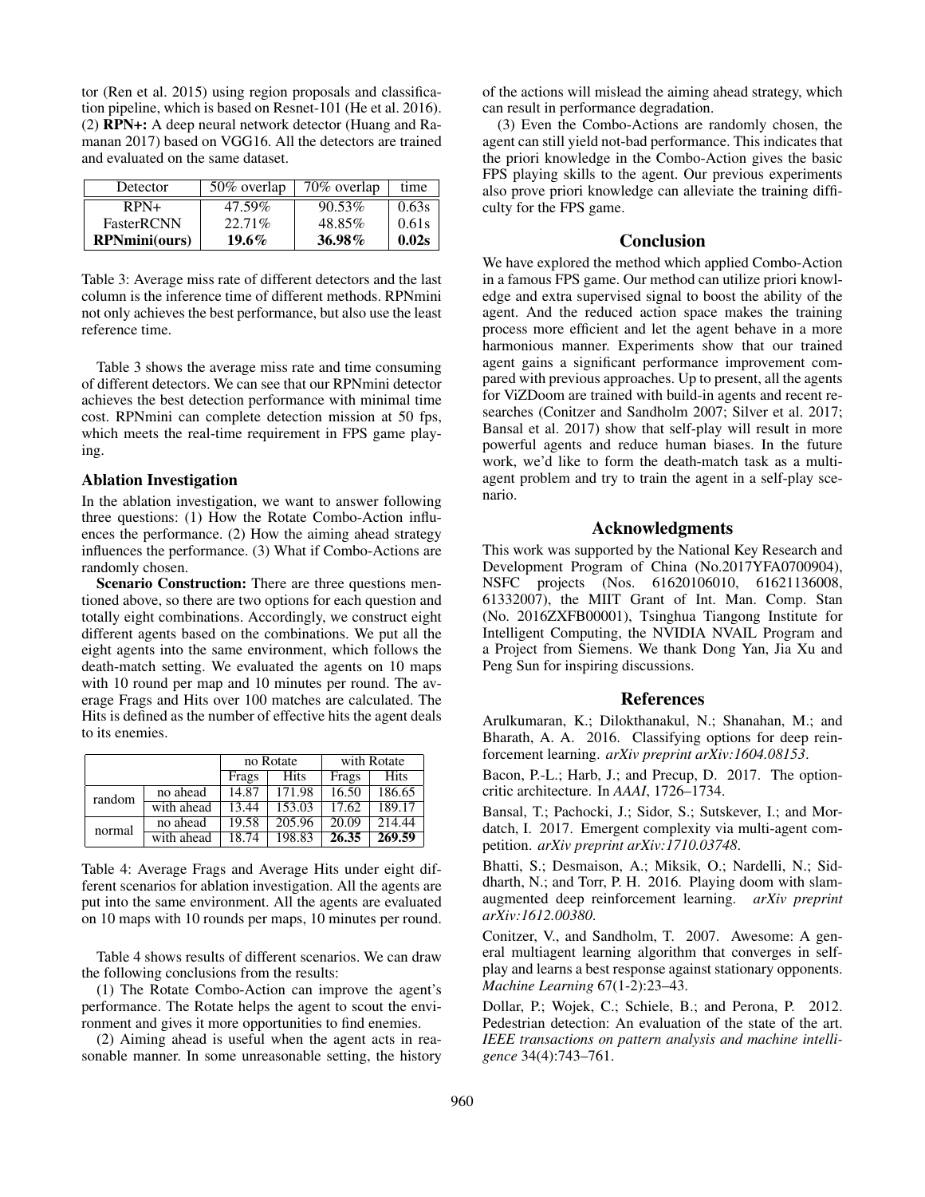tor (Ren et al. 2015) using region proposals and classification pipeline, which is based on Resnet-101 (He et al. 2016). (2) **RPN+:** A deep neural network detector (Huang and Ramanan 2017) based on VGG16. All the detectors are trained and evaluated on the same dataset.

| Detector | 50% overlap | 70% overlap | time |
|---|---|---|---|
| RPN+ | 47.59% | 90.53% | 0.63s |
| FasterRCNN | 22.71% | 48.85% | 0.61s |
| **RPNmini(ours)** | **19.6%** | **36.98%** | **0.02s** |

Table 3: Average miss rate of different detectors and the last column is the inference time of different methods. RPNmini not only achieves the best performance, but also use the least reference time.

Table 3 shows the average miss rate and time consuming of different detectors. We can see that our RPNmini detector achieves the best detection performance with minimal time cost. RPNmini can complete detection mission at 50 fps, which meets the real-time requirement in FPS game playing.

### Ablation Investigation

In the ablation investigation, we want to answer following three questions: (1) How the Rotate Combo-Action influences the performance. (2) How the aiming ahead strategy influences the performance. (3) What if Combo-Actions are randomly chosen.

**Scenario Construction:** There are three questions mentioned above, so there are two options for each question and totally eight combinations. Accordingly, we construct eight different agents based on the combinations. We put all the eight agents into the same environment, which follows the death-match setting. We evaluated the agents on 10 maps with 10 round per map and 10 minutes per round. The average Frags and Hits over 100 matches are calculated. The Hits is defined as the number of effective hits the agent deals to its enemies.

| | | no Rotate | | with Rotate | |
|---|---|---|---|---|---|
| | | Frags | Hits | Frags | Hits |
| random | no ahead | 14.87 | 171.98 | 16.50 | 186.65 |
| | with ahead | 13.44 | 153.03 | 17.62 | 189.17 |
| normal | no ahead | 19.58 | 205.96 | 20.09 | 214.44 |
| | with ahead | 18.74 | 198.83 | **26.35** | **269.59** |

Table 4: Average Frags and Average Hits under eight different scenarios for ablation investigation. All the agents are put into the same environment. All the agents are evaluated on 10 maps with 10 rounds per maps, 10 minutes per round.

Table 4 shows results of different scenarios. We can draw the following conclusions from the results:

(1) The Rotate Combo-Action can improve the agent's performance. The Rotate helps the agent to scout the environment and gives it more opportunities to find enemies.

(2) Aiming ahead is useful when the agent acts in reasonable manner. In some unreasonable setting, the history of the actions will mislead the aiming ahead strategy, which can result in performance degradation.

(3) Even the Combo-Actions are randomly chosen, the agent can still yield not-bad performance. This indicates that the priori knowledge in the Combo-Action gives the basic FPS playing skills to the agent. Our previous experiments also prove priori knowledge can alleviate the training difficulty for the FPS game.

## Conclusion

We have explored the method which applied Combo-Action in a famous FPS game. Our method can utilize priori knowledge and extra supervised signal to boost the ability of the agent. And the reduced action space makes the training process more efficient and let the agent behave in a more harmonious manner. Experiments show that our trained agent gains a significant performance improvement compared with previous approaches. Up to present, all the agents for ViZDoom are trained with build-in agents and recent researches (Conitzer and Sandholm 2007; Silver et al. 2017; Bansal et al. 2017) show that self-play will result in more powerful agents and reduce human biases. In the future work, we'd like to form the death-match task as a multi-agent problem and try to train the agent in a self-play scenario.

## Acknowledgments

This work was supported by the National Key Research and Development Program of China (No.2017YFA0700904), NSFC projects (Nos. 61620106010, 61621136008, 61332007), the MIIT Grant of Int. Man. Comp. Stan (No. 2016ZXFB00001), Tsinghua Tiangong Institute for Intelligent Computing, the NVIDIA NVAIL Program and a Project from Siemens. We thank Dong Yan, Jia Xu and Peng Sun for inspiring discussions.

## References

Arulkumaran, K.; Dilokthanakul, N.; Shanahan, M.; and Bharath, A. A. 2016. Classifying options for deep reinforcement learning. *arXiv preprint arXiv:1604.08153*.

Bacon, P.-L.; Harb, J.; and Precup, D. 2017. The option-critic architecture. In *AAAI*, 1726–1734.

Bansal, T.; Pachocki, J.; Sidor, S.; Sutskever, I.; and Mordatch, I. 2017. Emergent complexity via multi-agent competition. *arXiv preprint arXiv:1710.03748*.

Bhatti, S.; Desmaison, A.; Miksik, O.; Nardelli, N.; Siddharth, N.; and Torr, P. H. 2016. Playing doom with slam-augmented deep reinforcement learning. *arXiv preprint arXiv:1612.00380*.

Conitzer, V., and Sandholm, T. 2007. Awesome: A general multiagent learning algorithm that converges in self-play and learns a best response against stationary opponents. *Machine Learning* 67(1-2):23–43.

Dollar, P.; Wojek, C.; Schiele, B.; and Perona, P. 2012. Pedestrian detection: An evaluation of the state of the art. *IEEE transactions on pattern analysis and machine intelligence* 34(4):743–761.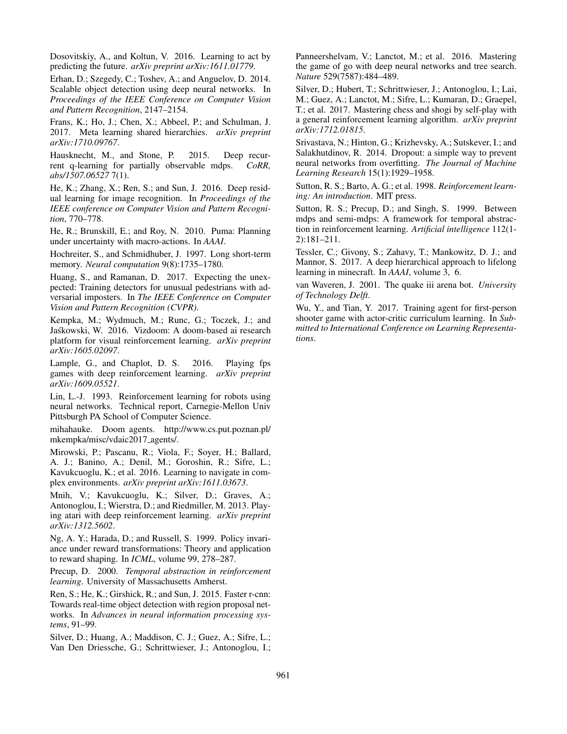Dosovitskiy, A., and Koltun, V. 2016. Learning to act by predicting the future. *arXiv preprint arXiv:1611.01779*.

Erhan, D.; Szegedy, C.; Toshev, A.; and Anguelov, D. 2014. Scalable object detection using deep neural networks. In *Proceedings of the IEEE Conference on Computer Vision and Pattern Recognition*, 2147–2154.

Frans, K.; Ho, J.; Chen, X.; Abbeel, P.; and Schulman, J. 2017. Meta learning shared hierarchies. *arXiv preprint arXiv:1710.09767*.

Hausknecht, M., and Stone, P. 2015. Deep recurrent q-learning for partially observable mdps. *CoRR, abs/1507.06527* 7(1).

He, K.; Zhang, X.; Ren, S.; and Sun, J. 2016. Deep residual learning for image recognition. In *Proceedings of the IEEE conference on Computer Vision and Pattern Recognition*, 770–778.

He, R.; Brunskill, E.; and Roy, N. 2010. Puma: Planning under uncertainty with macro-actions. In *AAAI*.

Hochreiter, S., and Schmidhuber, J. 1997. Long short-term memory. *Neural computation* 9(8):1735–1780.

Huang, S., and Ramanan, D. 2017. Expecting the unexpected: Training detectors for unusual pedestrians with adversarial imposters. In *The IEEE Conference on Computer Vision and Pattern Recognition (CVPR)*.

Kempka, M.; Wydmuch, M.; Runc, G.; Toczek, J.; and Jaśkowski, W. 2016. Vizdoom: A doom-based ai research platform for visual reinforcement learning. *arXiv preprint arXiv:1605.02097*.

Lample, G., and Chaplot, D. S. 2016. Playing fps games with deep reinforcement learning. *arXiv preprint arXiv:1609.05521*.

Lin, L.-J. 1993. Reinforcement learning for robots using neural networks. Technical report, Carnegie-Mellon Univ Pittsburgh PA School of Computer Science.

mihahauke. Doom agents. http://www.cs.put.poznan.pl/mkempka/misc/vdaic2017_agents/.

Mirowski, P.; Pascanu, R.; Viola, F.; Soyer, H.; Ballard, A. J.; Banino, A.; Denil, M.; Goroshin, R.; Sifre, L.; Kavukcuoglu, K.; et al. 2016. Learning to navigate in complex environments. *arXiv preprint arXiv:1611.03673*.

Mnih, V.; Kavukcuoglu, K.; Silver, D.; Graves, A.; Antonoglou, I.; Wierstra, D.; and Riedmiller, M. 2013. Playing atari with deep reinforcement learning. *arXiv preprint arXiv:1312.5602*.

Ng, A. Y.; Harada, D.; and Russell, S. 1999. Policy invariance under reward transformations: Theory and application to reward shaping. In *ICML*, volume 99, 278–287.

Precup, D. 2000. *Temporal abstraction in reinforcement learning*. University of Massachusetts Amherst.

Ren, S.; He, K.; Girshick, R.; and Sun, J. 2015. Faster r-cnn: Towards real-time object detection with region proposal networks. In *Advances in neural information processing systems*, 91–99.

Silver, D.; Huang, A.; Maddison, C. J.; Guez, A.; Sifre, L.; Van Den Driessche, G.; Schrittwieser, J.; Antonoglou, I.; Panneershelvam, V.; Lanctot, M.; et al. 2016. Mastering the game of go with deep neural networks and tree search. *Nature* 529(7587):484–489.

Silver, D.; Hubert, T.; Schrittwieser, J.; Antonoglou, I.; Lai, M.; Guez, A.; Lanctot, M.; Sifre, L.; Kumaran, D.; Graepel, T.; et al. 2017. Mastering chess and shogi by self-play with a general reinforcement learning algorithm. *arXiv preprint arXiv:1712.01815*.

Srivastava, N.; Hinton, G.; Krizhevsky, A.; Sutskever, I.; and Salakhutdinov, R. 2014. Dropout: a simple way to prevent neural networks from overfitting. *The Journal of Machine Learning Research* 15(1):1929–1958.

Sutton, R. S.; Barto, A. G.; et al. 1998. *Reinforcement learning: An introduction*. MIT press.

Sutton, R. S.; Precup, D.; and Singh, S. 1999. Between mdps and semi-mdps: A framework for temporal abstraction in reinforcement learning. *Artificial intelligence* 112(1-2):181–211.

Tessler, C.; Givony, S.; Zahavy, T.; Mankowitz, D. J.; and Mannor, S. 2017. A deep hierarchical approach to lifelong learning in minecraft. In *AAAI*, volume 3, 6.

van Waveren, J. 2001. The quake iii arena bot. *University of Technology Delft*.

Wu, Y., and Tian, Y. 2017. Training agent for first-person shooter game with actor-critic curriculum learning. In *Submitted to International Conference on Learning Representations*.